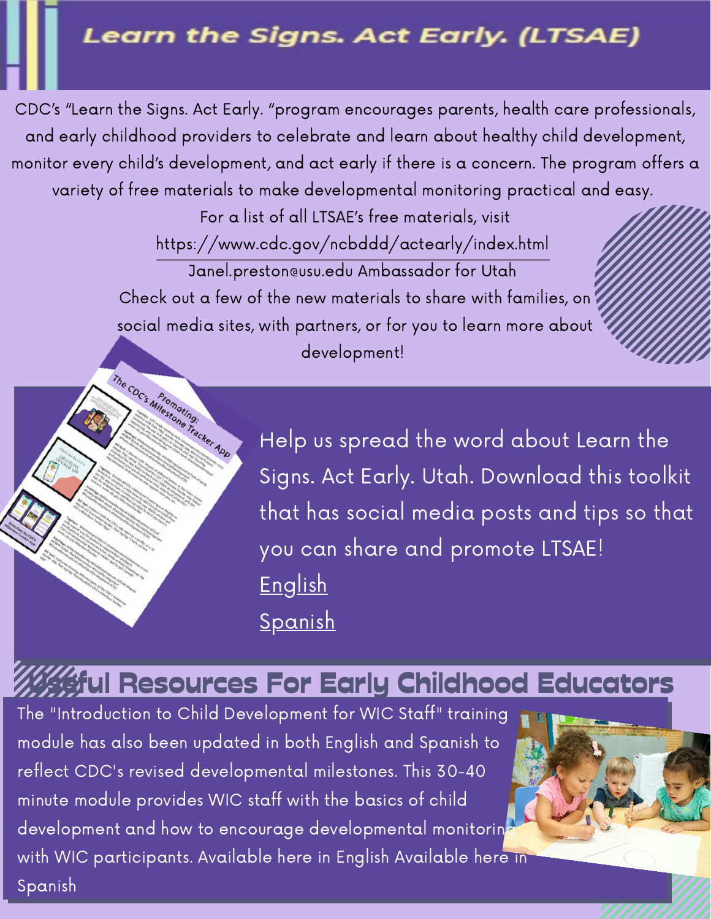# Learn the Signs. Act Early. (LTSAE)

CDC's "Learn the Signs. Act Early. "program encourages parents, health care professionals, and early childhood providers to celebrate and learn about healthy child development, monitor every child's development, and act early if there is a concern. The program offers a variety of free materials to make developmental monitoring practical and easy.

For a list of all LTSAE's free materials, visit https://www.cdc.gov/ncbddd/actearly/index.html

Janel.preston@usu.edu Ambassador for Utah

Check out a few of the new materials to share with families, on social media sites, with partners, or for you to learn more about development!

Help us spread the word about Learn the Signs. Act Early. Utah. Download this toolkit that has social media posts and tips so that you can share and promote LTSAE!

English

Spanish

## Useful Resources For Early Childhood Educators

The "Introduction to Child Development for WIC Staff" training module has also been updated in both English and Spanish to reflect CDC's revised developmental milestones. This 30-40 minute module provides WIC staff with the basics of child development and how to encourage developmental monitoring with WIC participants. Available here in English Available here in Spanish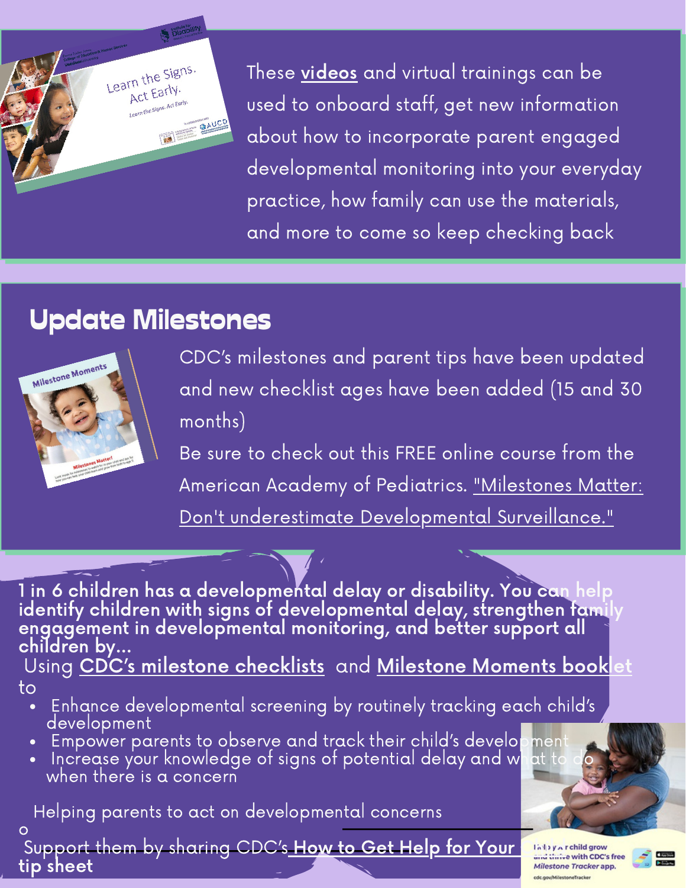These videos and virtual trainings can be used to onboard staff, get new information about how to incorporate parent engaged developmental monitoring into your everyday practice, how family can use the materials, and more to come so keep checking back

## Update Milestones

CDC's milestones and parent tips have been updated and new checklist ages have been added (15 and 30 months)

Be sure to check out this FREE online course from the American Academy of Pediatrics. "Milestones Matter: Don't underestimate Developmental Surveillance."

**1 in 6 children has a developmental delay or disability. You can help identify children with signs of developmental delay, strengthen family engagement in developmental monitoring, and better support all children by...**

Using **CDC's milestone checklists** and **Milestone Moments booklet** to

- Enhance developmental screening by routinely tracking each child's development
- Empower parents to observe and track their child's development
- Increase your knowledge of signs of potential delay and what to do when there is a concern

Helping parents to act on developmental concerns

- Support them by sharing CDC's **How to Get Help for Your Child tip sheet**